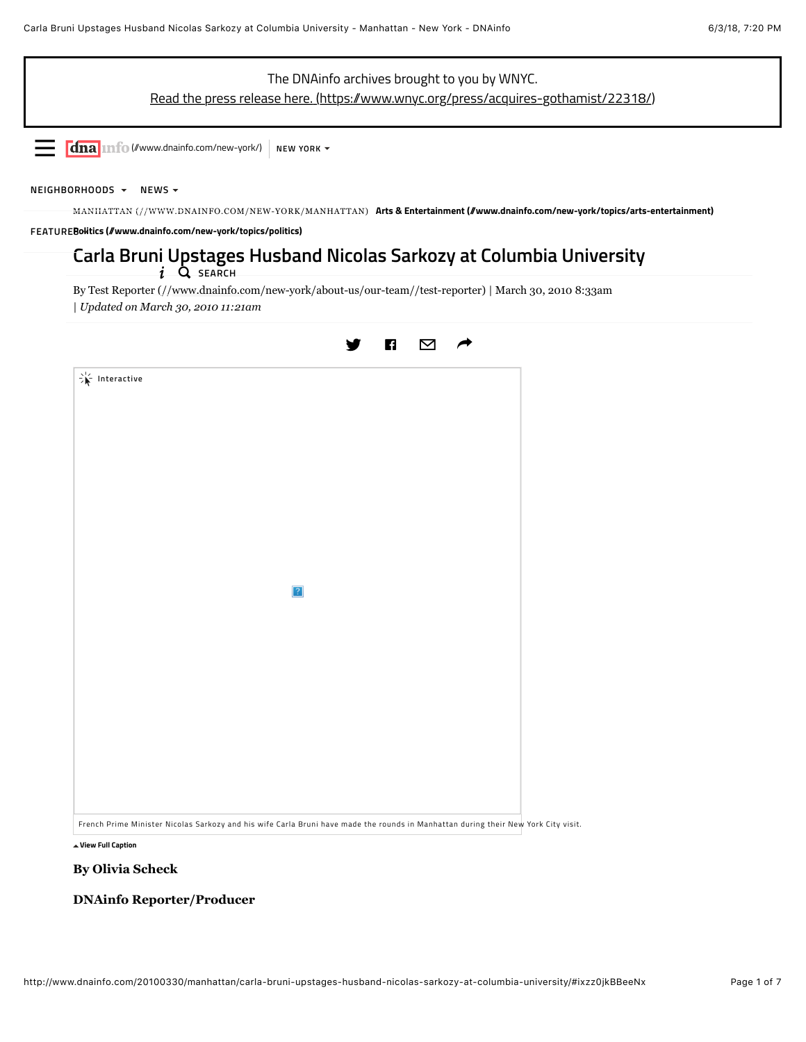The DNAinfo archives brought to you by WNYC.
Read the press release here. (https://www.wnyc.org/press/acquires-gothamist/22318/)

dna info (//www.dnainfo.com/new-york/) NEW YORK

NEIGHBORHOODS NEWS

FEATURES

MANHATTAN (//WWW.DNAINFO.COM/NEW-YORK/MANHATTAN) **Arts & Entertainment (//www.dnainfo.com/new-york/topics/arts-entertainment)** **Politics (//www.dnainfo.com/new-york/topics/politics)**

# Carla Bruni Upstages Husband Nicolas Sarkozy at Columbia University

SEARCH

By Test Reporter (//www.dnainfo.com/new-york/about-us/our-team//test-reporter) | March 30, 2010 8:33am
| *Updated on March 30, 2010 11:21am*

Interactive

French Prime Minister Nicolas Sarkozy and his wife Carla Bruni have made the rounds in Manhattan during their New York City visit.

View Full Caption

**By Olivia Scheck**

**DNAinfo Reporter/Producer**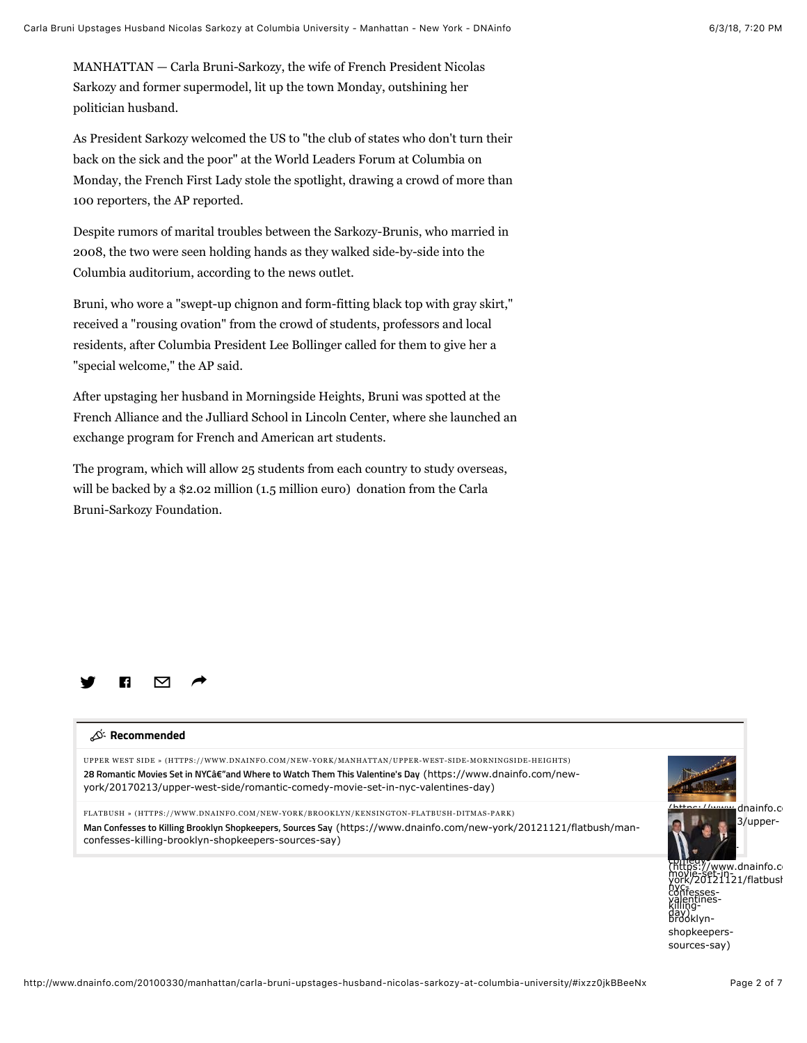MANHATTAN — Carla Bruni-Sarkozy, the wife of French President Nicolas Sarkozy and former supermodel, lit up the town Monday, outshining her politician husband.

As President Sarkozy welcomed the US to "the club of states who don't turn their back on the sick and the poor" at the World Leaders Forum at Columbia on Monday, the French First Lady stole the spotlight, drawing a crowd of more than 100 reporters, the AP reported.

Despite rumors of marital troubles between the Sarkozy-Brunis, who married in 2008, the two were seen holding hands as they walked side-by-side into the Columbia auditorium, according to the news outlet.

Bruni, who wore a "swept-up chignon and form-fitting black top with gray skirt," received a "rousing ovation" from the crowd of students, professors and local residents, after Columbia President Lee Bollinger called for them to give her a "special welcome," the AP said.

After upstaging her husband in Morningside Heights, Bruni was spotted at the French Alliance and the Julliard School in Lincoln Center, where she launched an exchange program for French and American art students.

The program, which will allow 25 students from each country to study overseas, will be backed by a $2.02 million (1.5 million euro) donation from the Carla Bruni-Sarkozy Foundation.

**Recommended**

UPPER WEST SIDE » (HTTPS://WWW.DNAINFO.COM/NEW-YORK/MANHATTAN/UPPER-WEST-SIDE-MORNINGSIDE-HEIGHTS)
28 Romantic Movies Set in NYCâ€"and Where to Watch Them This Valentine's Day (https://www.dnainfo.com/new-york/20170213/upper-west-side/romantic-comedy-movie-set-in-nyc-valentines-day)

FLATBUSH » (HTTPS://WWW.DNAINFO.COM/NEW-YORK/BROOKLYN/KENSINGTON-FLATBUSH-DITMAS-PARK)
Man Confesses to Killing Brooklyn Shopkeepers, Sources Say (https://www.dnainfo.com/new-york/20121121/flatbush/man-confesses-killing-brooklyn-shopkeepers-sources-say)